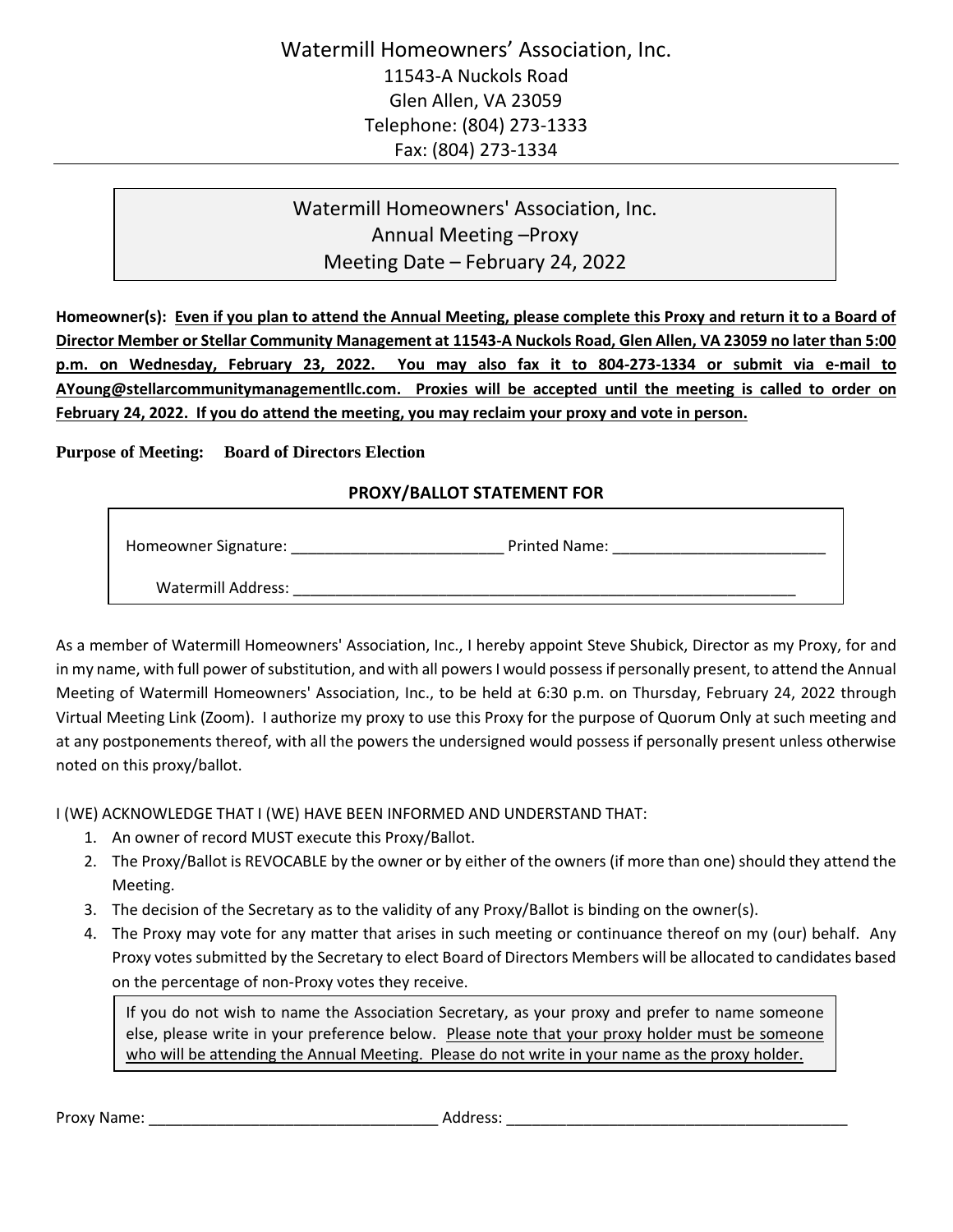# Watermill Homeowners' Association, Inc.

11543-A Nuckols Road
Glen Allen, VA 23059
Telephone: (804) 273-1333
Fax: (804) 273-1334

---

## Watermill Homeowners' Association, Inc.
## Annual Meeting –Proxy
## Meeting Date – February 24, 2022

**Homeowner(s): Even if you plan to attend the Annual Meeting, please complete this Proxy and return it to a Board of Director Member or Stellar Community Management at 11543-A Nuckols Road, Glen Allen, VA 23059 no later than 5:00 p.m. on Wednesday, February 23, 2022. You may also fax it to 804-273-1334 or submit via e-mail to AYoung@stellarcommunitymanagementllc.com. Proxies will be accepted until the meeting is called to order on February 24, 2022. If you do attend the meeting, you may reclaim your proxy and vote in person.**

**Purpose of Meeting: Board of Directors Election**

**PROXY/BALLOT STATEMENT FOR**

Homeowner Signature: _________________________ Printed Name: _________________________

Watermill Address: ____________________________________________________________

As a member of Watermill Homeowners' Association, Inc., I hereby appoint Steve Shubick, Director as my Proxy, for and in my name, with full power of substitution, and with all powers I would possess if personally present, to attend the Annual Meeting of Watermill Homeowners' Association, Inc., to be held at 6:30 p.m. on Thursday, February 24, 2022 through Virtual Meeting Link (Zoom). I authorize my proxy to use this Proxy for the purpose of Quorum Only at such meeting and at any postponements thereof, with all the powers the undersigned would possess if personally present unless otherwise noted on this proxy/ballot.

I (WE) ACKNOWLEDGE THAT I (WE) HAVE BEEN INFORMED AND UNDERSTAND THAT:

1. An owner of record MUST execute this Proxy/Ballot.
2. The Proxy/Ballot is REVOCABLE by the owner or by either of the owners (if more than one) should they attend the Meeting.
3. The decision of the Secretary as to the validity of any Proxy/Ballot is binding on the owner(s).
4. The Proxy may vote for any matter that arises in such meeting or continuance thereof on my (our) behalf. Any Proxy votes submitted by the Secretary to elect Board of Directors Members will be allocated to candidates based on the percentage of non-Proxy votes they receive.

If you do not wish to name the Association Secretary, as your proxy and prefer to name someone else, please write in your preference below. Please note that your proxy holder must be someone who will be attending the Annual Meeting. Please do not write in your name as the proxy holder.

Proxy Name: __________________________________ Address: ________________________________________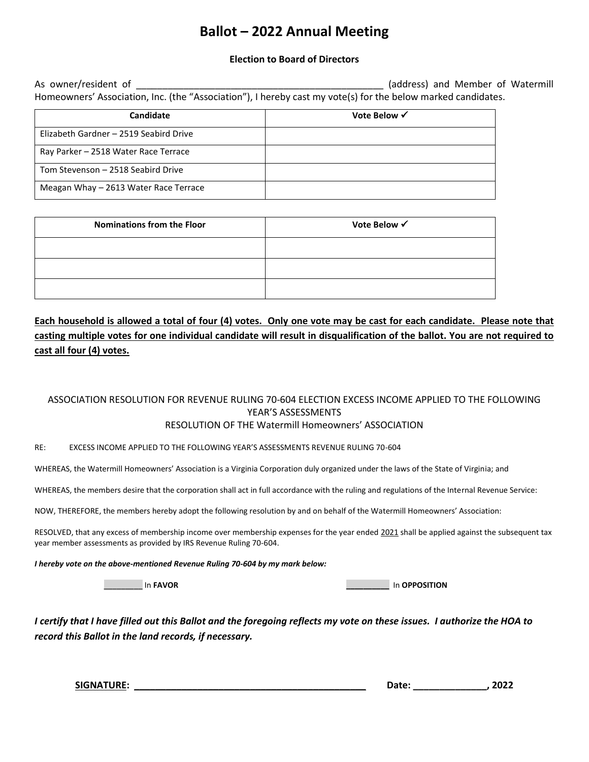# Ballot – 2022 Annual Meeting

**Election to Board of Directors**

As owner/resident of _______________________________________________ (address) and Member of Watermill Homeowners' Association, Inc. (the "Association"), I hereby cast my vote(s) for the below marked candidates.

| Candidate | Vote Below ✓ |
|---|---|
| Elizabeth Gardner – 2519 Seabird Drive | |
| Ray Parker – 2518 Water Race Terrace | |
| Tom Stevenson – 2518 Seabird Drive | |
| Meagan Whay – 2613 Water Race Terrace | |

| Nominations from the Floor | Vote Below ✓ |
|---|---|
| | |
| | |
| | |

**Each household is allowed a total of four (4) votes. Only one vote may be cast for each candidate. Please note that casting multiple votes for one individual candidate will result in disqualification of the ballot. You are not required to cast all four (4) votes.**

ASSOCIATION RESOLUTION FOR REVENUE RULING 70-604 ELECTION EXCESS INCOME APPLIED TO THE FOLLOWING YEAR'S ASSESSMENTS
RESOLUTION OF THE Watermill Homeowners' ASSOCIATION

RE: EXCESS INCOME APPLIED TO THE FOLLOWING YEAR'S ASSESSMENTS REVENUE RULING 70-604

WHEREAS, the Watermill Homeowners' Association is a Virginia Corporation duly organized under the laws of the State of Virginia; and

WHEREAS, the members desire that the corporation shall act in full accordance with the ruling and regulations of the Internal Revenue Service:

NOW, THEREFORE, the members hereby adopt the following resolution by and on behalf of the Watermill Homeowners' Association:

RESOLVED, that any excess of membership income over membership expenses for the year ended 2021 shall be applied against the subsequent tax year member assessments as provided by IRS Revenue Ruling 70-604.

***I hereby vote on the above-mentioned Revenue Ruling 70-604 by my mark below:***

________ In **FAVOR** _________ In **OPPOSITION**

***I certify that I have filled out this Ballot and the foregoing reflects my vote on these issues. I authorize the HOA to record this Ballot in the land records, if necessary.***

**SIGNATURE: ____________________________________________ Date: _____________, 2022**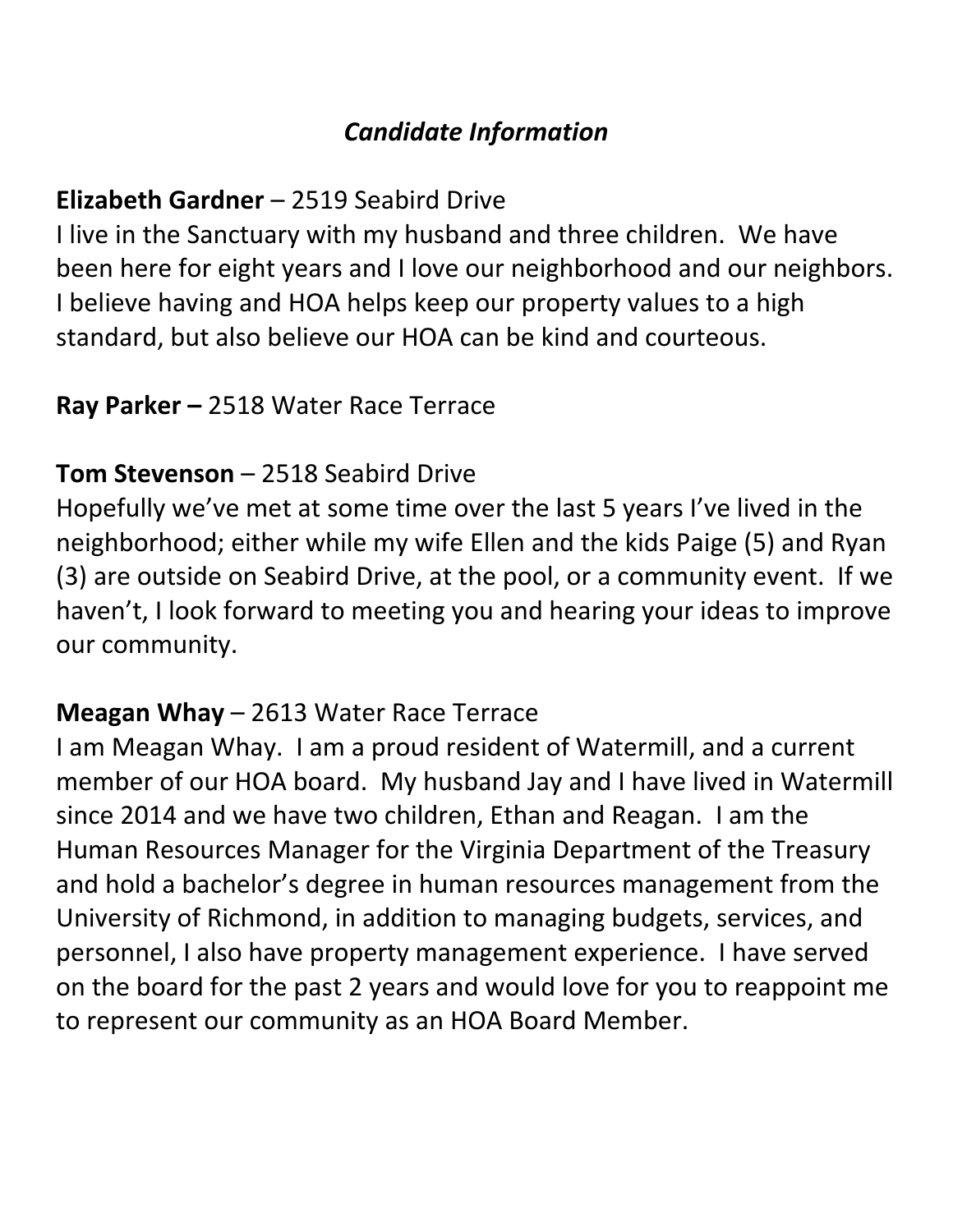## *Candidate Information*

**Elizabeth Gardner** – 2519 Seabird Drive
I live in the Sanctuary with my husband and three children. We have been here for eight years and I love our neighborhood and our neighbors. I believe having and HOA helps keep our property values to a high standard, but also believe our HOA can be kind and courteous.

**Ray Parker –** 2518 Water Race Terrace

**Tom Stevenson** – 2518 Seabird Drive
Hopefully we've met at some time over the last 5 years I've lived in the neighborhood; either while my wife Ellen and the kids Paige (5) and Ryan (3) are outside on Seabird Drive, at the pool, or a community event. If we haven't, I look forward to meeting you and hearing your ideas to improve our community.

**Meagan Whay** – 2613 Water Race Terrace
I am Meagan Whay. I am a proud resident of Watermill, and a current member of our HOA board. My husband Jay and I have lived in Watermill since 2014 and we have two children, Ethan and Reagan. I am the Human Resources Manager for the Virginia Department of the Treasury and hold a bachelor's degree in human resources management from the University of Richmond, in addition to managing budgets, services, and personnel, I also have property management experience. I have served on the board for the past 2 years and would love for you to reappoint me to represent our community as an HOA Board Member.